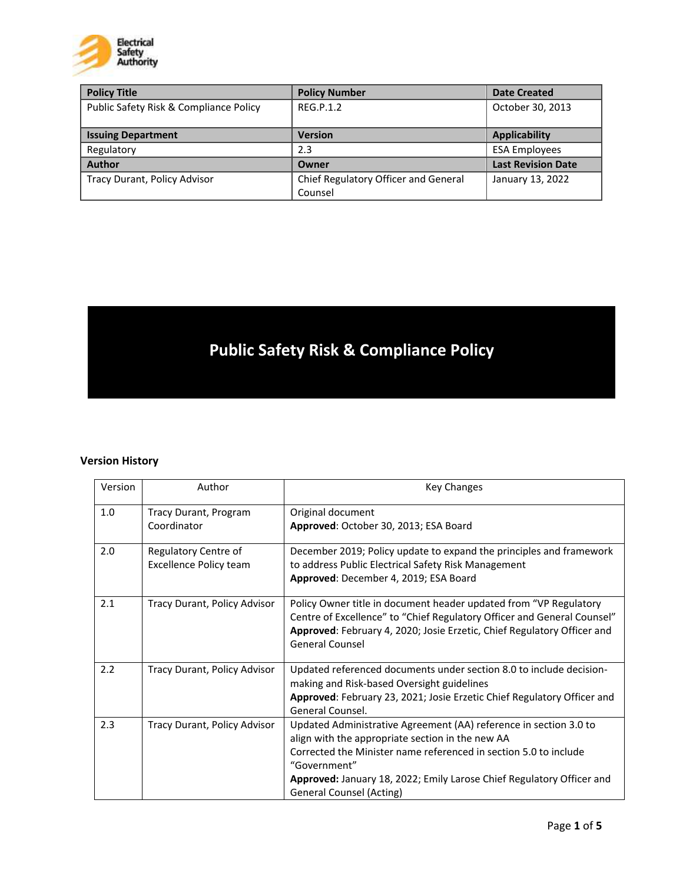| Policy Title | Policy Number | Date Created |
| --- | --- | --- |
| Public Safety Risk & Compliance Policy | REG.P.1.2 | October 30, 2013 |
| **Issuing Department** | **Version** | **Applicability** |
| Regulatory | 2.3 | ESA Employees |
| **Author** | **Owner** | **Last Revision Date** |
| Tracy Durant, Policy Advisor | Chief Regulatory Officer and General Counsel | January 13, 2022 |

# Public Safety Risk & Compliance Policy

### Version History

| Version | Author | Key Changes |
| --- | --- | --- |
| 1.0 | Tracy Durant, Program Coordinator | Original document<br>**Approved**: October 30, 2013; ESA Board |
| 2.0 | Regulatory Centre of Excellence Policy team | December 2019; Policy update to expand the principles and framework to address Public Electrical Safety Risk Management<br>**Approved**: December 4, 2019; ESA Board |
| 2.1 | Tracy Durant, Policy Advisor | Policy Owner title in document header updated from "VP Regulatory Centre of Excellence" to "Chief Regulatory Officer and General Counsel"<br>**Approved**: February 4, 2020; Josie Erzetic, Chief Regulatory Officer and General Counsel |
| 2.2 | Tracy Durant, Policy Advisor | Updated referenced documents under section 8.0 to include decision-making and Risk-based Oversight guidelines<br>**Approved**: February 23, 2021; Josie Erzetic Chief Regulatory Officer and General Counsel. |
| 2.3 | Tracy Durant, Policy Advisor | Updated Administrative Agreement (AA) reference in section 3.0 to align with the appropriate section in the new AA<br>Corrected the Minister name referenced in section 5.0 to include "Government"<br>**Approved:** January 18, 2022; Emily Larose Chief Regulatory Officer and General Counsel (Acting) |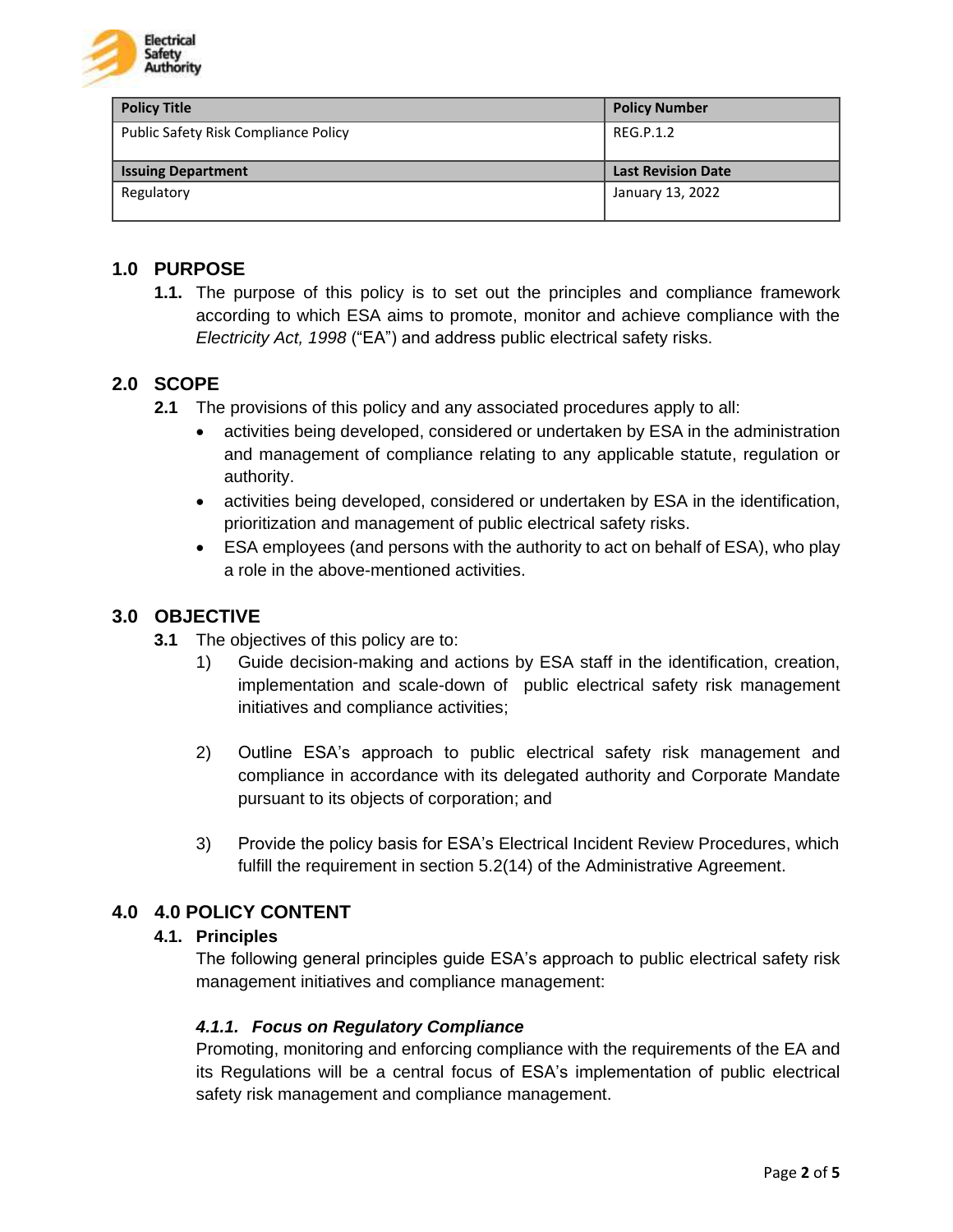| Policy Title | Policy Number |
|---|---|
| Public Safety Risk Compliance Policy | REG.P.1.2 |
| **Issuing Department** | **Last Revision Date** |
| Regulatory | January 13, 2022 |

## 1.0 PURPOSE

**1.1.** The purpose of this policy is to set out the principles and compliance framework according to which ESA aims to promote, monitor and achieve compliance with the *Electricity Act, 1998* ("EA") and address public electrical safety risks.

## 2.0 SCOPE

**2.1** The provisions of this policy and any associated procedures apply to all:

- activities being developed, considered or undertaken by ESA in the administration and management of compliance relating to any applicable statute, regulation or authority.
- activities being developed, considered or undertaken by ESA in the identification, prioritization and management of public electrical safety risks.
- ESA employees (and persons with the authority to act on behalf of ESA), who play a role in the above-mentioned activities.

## 3.0 OBJECTIVE

**3.1** The objectives of this policy are to:

1) Guide decision-making and actions by ESA staff in the identification, creation, implementation and scale-down of public electrical safety risk management initiatives and compliance activities;

2) Outline ESA's approach to public electrical safety risk management and compliance in accordance with its delegated authority and Corporate Mandate pursuant to its objects of corporation; and

3) Provide the policy basis for ESA's Electrical Incident Review Procedures, which fulfill the requirement in section 5.2(14) of the Administrative Agreement.

## 4.0 4.0 POLICY CONTENT

### 4.1. Principles

The following general principles guide ESA's approach to public electrical safety risk management initiatives and compliance management:

#### *4.1.1. Focus on Regulatory Compliance*

Promoting, monitoring and enforcing compliance with the requirements of the EA and its Regulations will be a central focus of ESA's implementation of public electrical safety risk management and compliance management.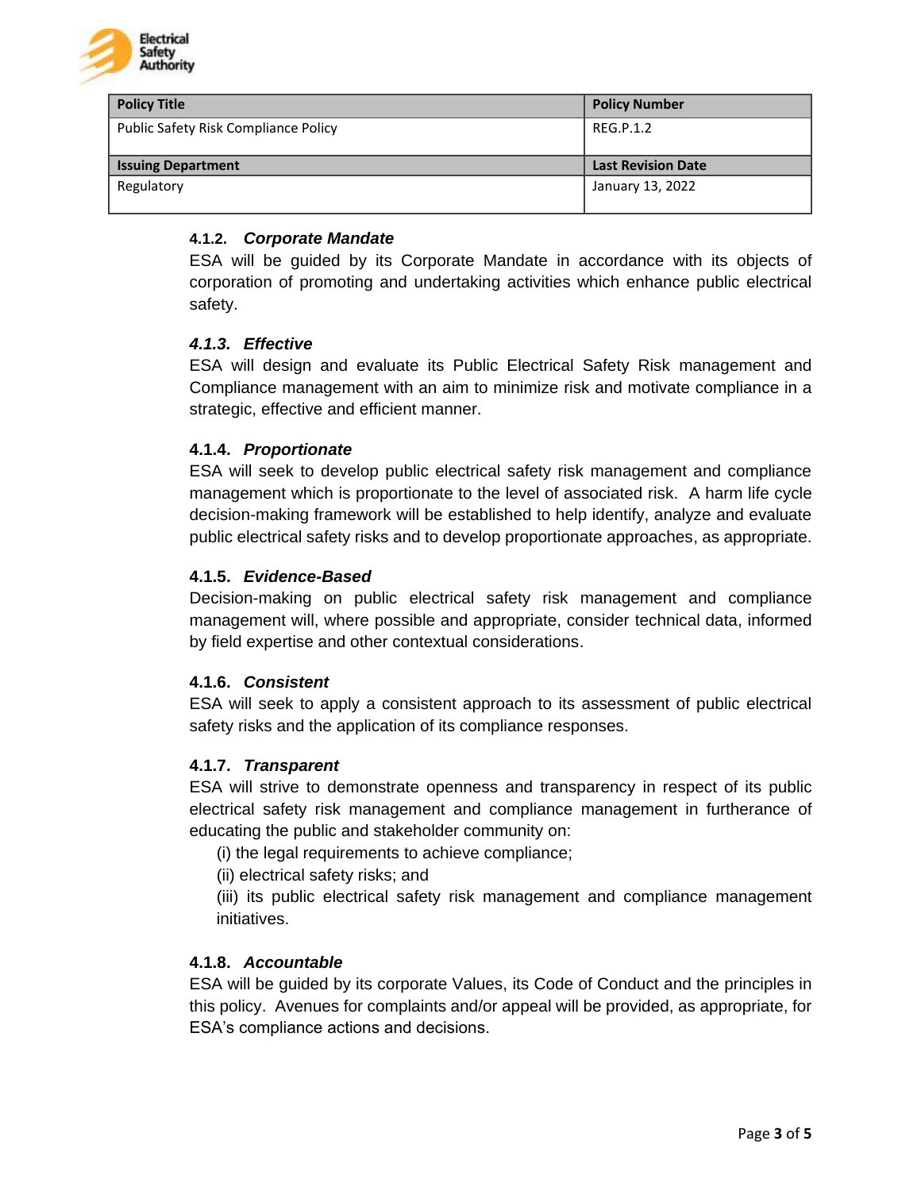| Policy Title | Policy Number |
| --- | --- |
| Public Safety Risk Compliance Policy | REG.P.1.2 |
| **Issuing Department** | **Last Revision Date** |
| Regulatory | January 13, 2022 |

#### 4.1.2. *Corporate Mandate*

ESA will be guided by its Corporate Mandate in accordance with its objects of corporation of promoting and undertaking activities which enhance public electrical safety.

#### *4.1.3. Effective*

ESA will design and evaluate its Public Electrical Safety Risk management and Compliance management with an aim to minimize risk and motivate compliance in a strategic, effective and efficient manner.

#### 4.1.4. *Proportionate*

ESA will seek to develop public electrical safety risk management and compliance management which is proportionate to the level of associated risk. A harm life cycle decision-making framework will be established to help identify, analyze and evaluate public electrical safety risks and to develop proportionate approaches, as appropriate.

#### 4.1.5. *Evidence-Based*

Decision-making on public electrical safety risk management and compliance management will, where possible and appropriate, consider technical data, informed by field expertise and other contextual considerations.

#### 4.1.6. *Consistent*

ESA will seek to apply a consistent approach to its assessment of public electrical safety risks and the application of its compliance responses.

#### 4.1.7. *Transparent*

ESA will strive to demonstrate openness and transparency in respect of its public electrical safety risk management and compliance management in furtherance of educating the public and stakeholder community on:

(i) the legal requirements to achieve compliance;

(ii) electrical safety risks; and

(iii) its public electrical safety risk management and compliance management initiatives.

#### 4.1.8. *Accountable*

ESA will be guided by its corporate Values, its Code of Conduct and the principles in this policy. Avenues for complaints and/or appeal will be provided, as appropriate, for ESA's compliance actions and decisions.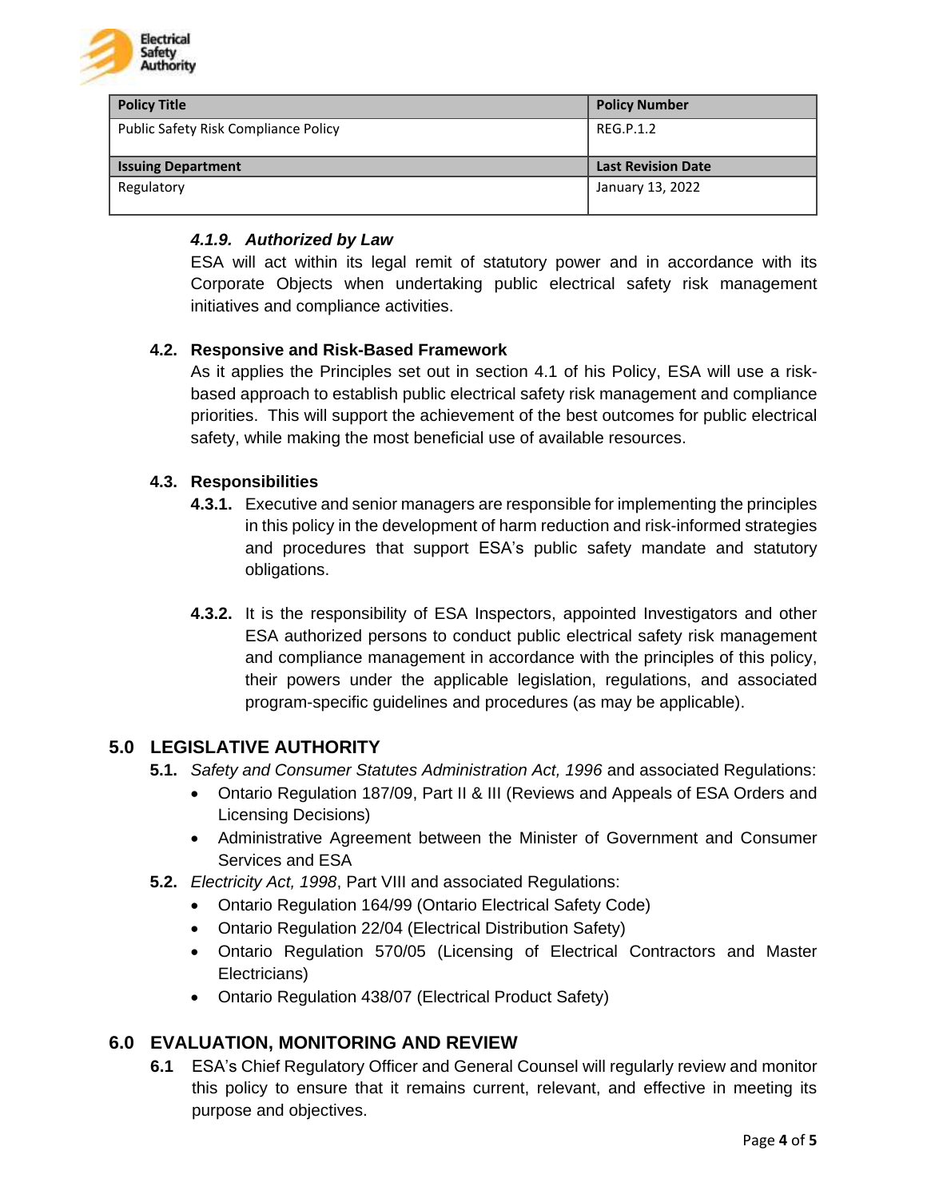| Policy Title | Policy Number |
| --- | --- |
| Public Safety Risk Compliance Policy | REG.P.1.2 |
| **Issuing Department** | **Last Revision Date** |
| Regulatory | January 13, 2022 |

#### *4.1.9. Authorized by Law*

ESA will act within its legal remit of statutory power and in accordance with its Corporate Objects when undertaking public electrical safety risk management initiatives and compliance activities.

### 4.2. Responsive and Risk-Based Framework

As it applies the Principles set out in section 4.1 of his Policy, ESA will use a risk-based approach to establish public electrical safety risk management and compliance priorities. This will support the achievement of the best outcomes for public electrical safety, while making the most beneficial use of available resources.

### 4.3. Responsibilities

**4.3.1.** Executive and senior managers are responsible for implementing the principles in this policy in the development of harm reduction and risk-informed strategies and procedures that support ESA's public safety mandate and statutory obligations.

**4.3.2.** It is the responsibility of ESA Inspectors, appointed Investigators and other ESA authorized persons to conduct public electrical safety risk management and compliance management in accordance with the principles of this policy, their powers under the applicable legislation, regulations, and associated program-specific guidelines and procedures (as may be applicable).

## 5.0 LEGISLATIVE AUTHORITY

**5.1.** *Safety and Consumer Statutes Administration Act, 1996* and associated Regulations:

- Ontario Regulation 187/09, Part II & III (Reviews and Appeals of ESA Orders and Licensing Decisions)
- Administrative Agreement between the Minister of Government and Consumer Services and ESA

**5.2.** *Electricity Act, 1998*, Part VIII and associated Regulations:

- Ontario Regulation 164/99 (Ontario Electrical Safety Code)
- Ontario Regulation 22/04 (Electrical Distribution Safety)
- Ontario Regulation 570/05 (Licensing of Electrical Contractors and Master Electricians)
- Ontario Regulation 438/07 (Electrical Product Safety)

## 6.0 EVALUATION, MONITORING AND REVIEW

**6.1** ESA's Chief Regulatory Officer and General Counsel will regularly review and monitor this policy to ensure that it remains current, relevant, and effective in meeting its purpose and objectives.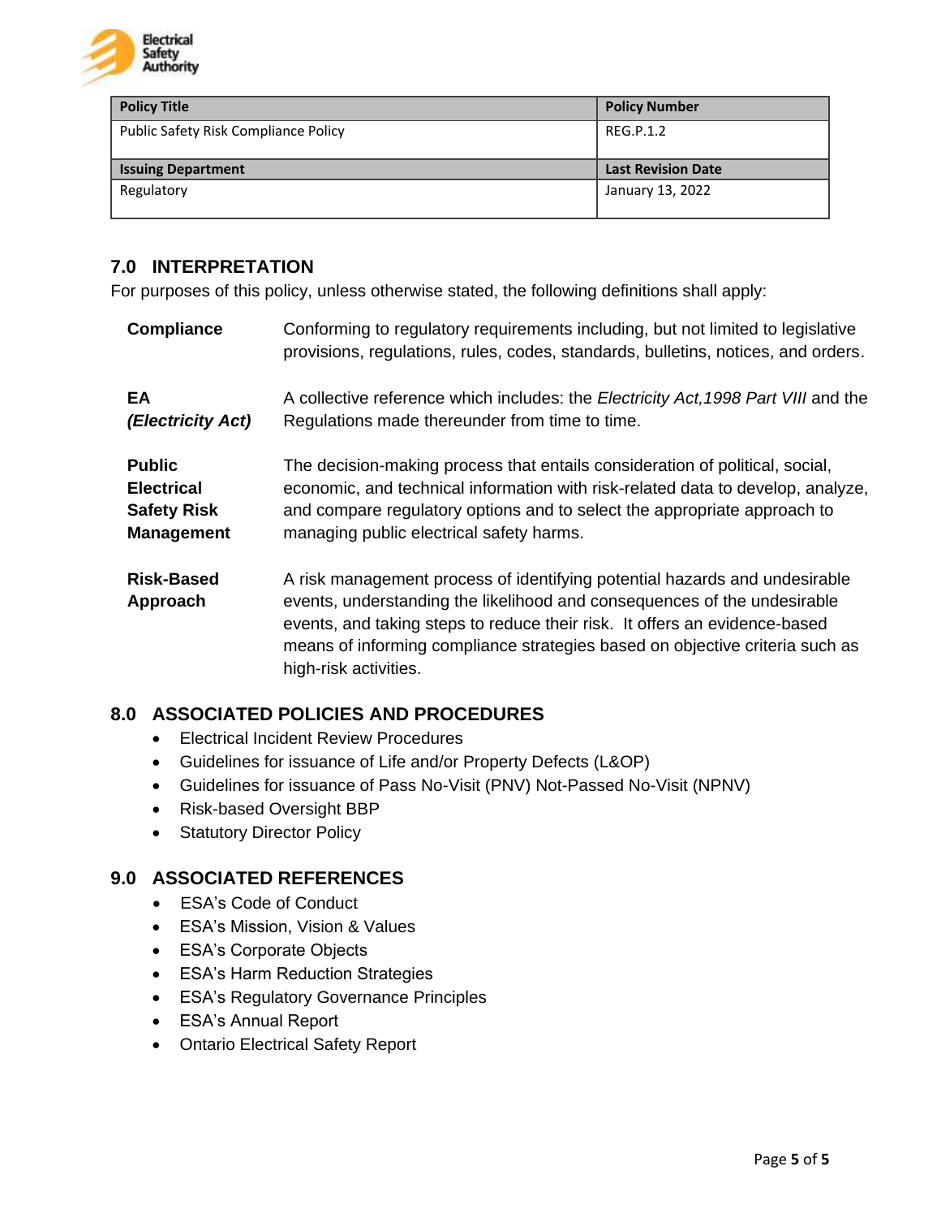| Policy Title | Policy Number |
| --- | --- |
| Public Safety Risk Compliance Policy | REG.P.1.2 |
| **Issuing Department** | **Last Revision Date** |
| Regulatory | January 13, 2022 |

## 7.0 INTERPRETATION

For purposes of this policy, unless otherwise stated, the following definitions shall apply:

| | |
| --- | --- |
| **Compliance** | Conforming to regulatory requirements including, but not limited to legislative provisions, regulations, rules, codes, standards, bulletins, notices, and orders. |
| **EA *(Electricity Act)*** | A collective reference which includes: the *Electricity Act,1998 Part VIII* and the Regulations made thereunder from time to time. |
| **Public Electrical Safety Risk Management** | The decision-making process that entails consideration of political, social, economic, and technical information with risk-related data to develop, analyze, and compare regulatory options and to select the appropriate approach to managing public electrical safety harms. |
| **Risk-Based Approach** | A risk management process of identifying potential hazards and undesirable events, understanding the likelihood and consequences of the undesirable events, and taking steps to reduce their risk. It offers an evidence-based means of informing compliance strategies based on objective criteria such as high-risk activities. |

## 8.0 ASSOCIATED POLICIES AND PROCEDURES

- Electrical Incident Review Procedures
- Guidelines for issuance of Life and/or Property Defects (L&OP)
- Guidelines for issuance of Pass No-Visit (PNV) Not-Passed No-Visit (NPNV)
- Risk-based Oversight BBP
- Statutory Director Policy

## 9.0 ASSOCIATED REFERENCES

- ESA's Code of Conduct
- ESA's Mission, Vision & Values
- ESA's Corporate Objects
- ESA's Harm Reduction Strategies
- ESA's Regulatory Governance Principles
- ESA's Annual Report
- Ontario Electrical Safety Report